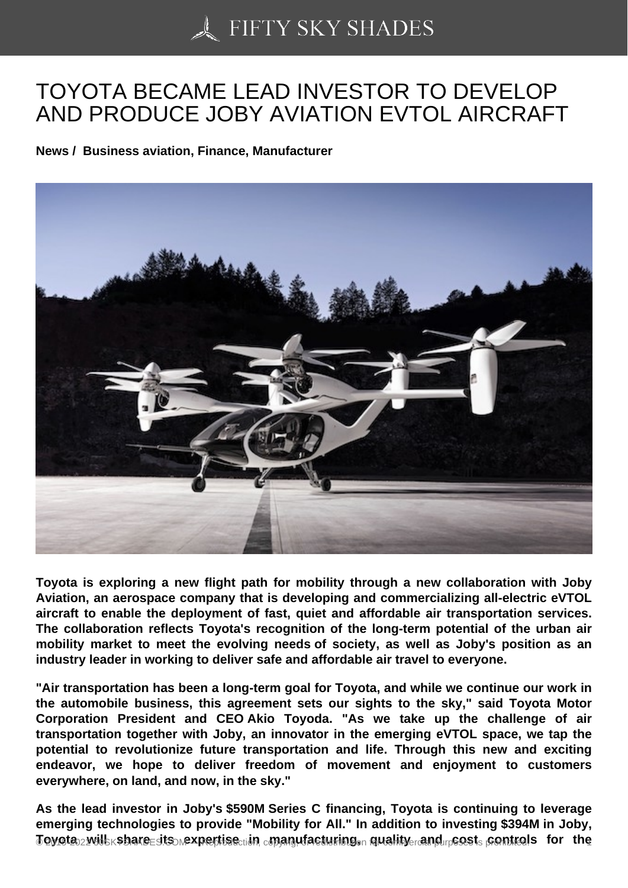# TOYOTA BECAME LEAD INVESTOR TO DEVELOP AND PRODUCE JOBY AVIATION EVTOL AIRCRAFT

**News / Business aviation, Finance, Manufacturer**

**Toyota is exploring a new flight path for mobility through a new collaboration with Joby Aviation, an aerospace company that is developing and commercializing all-electric eVTOL aircraft to enable the deployment of fast, quiet and affordable air transportation services. The collaboration reflects Toyota's recognition of the long-term potential of the urban air mobility market to meet the evolving needs of society, as well as Joby's position as an industry leader in working to deliver safe and affordable air travel to everyone.**

**"Air transportation has been a long-term goal for Toyota, and while we continue our work in the automobile business, this agreement sets our sights to the sky," said Toyota Motor Corporation President and CEO Akio Toyoda. "As we take up the challenge of air transportation together with Joby, an innovator in the emerging eVTOL space, we tap the potential to revolutionize future transportation and life. Through this new and exciting endeavor, we hope to deliver freedom of movement and enjoyment to customers everywhere, on land, and now, in the sky."**

**As the lead investor in Joby's $590M Series C financing, Toyota is continuing to leverage emerging technologies to provide "Mobility for All." In addition to investing $394M in Joby, Toyota will share its expertise in manufacturing, quality and cost controls for the**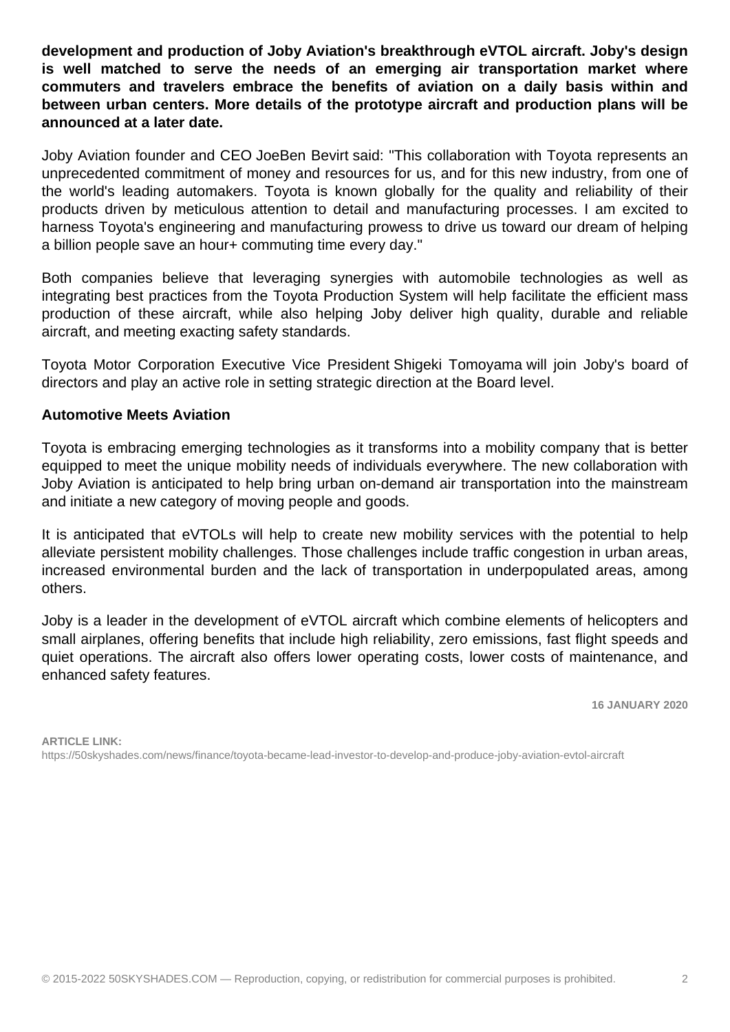**development and production of Joby Aviation's breakthrough eVTOL aircraft. Joby's design is well matched to serve the needs of an emerging air transportation market where commuters and travelers embrace the benefits of aviation on a daily basis within and between urban centers. More details of the prototype aircraft and production plans will be announced at a later date.**

Joby Aviation founder and CEO JoeBen Bevirt said: "This collaboration with Toyota represents an unprecedented commitment of money and resources for us, and for this new industry, from one of the world's leading automakers. Toyota is known globally for the quality and reliability of their products driven by meticulous attention to detail and manufacturing processes. I am excited to harness Toyota's engineering and manufacturing prowess to drive us toward our dream of helping a billion people save an hour+ commuting time every day."

Both companies believe that leveraging synergies with automobile technologies as well as integrating best practices from the Toyota Production System will help facilitate the efficient mass production of these aircraft, while also helping Joby deliver high quality, durable and reliable aircraft, and meeting exacting safety standards.

Toyota Motor Corporation Executive Vice President Shigeki Tomoyama will join Joby's board of directors and play an active role in setting strategic direction at the Board level.

**Automotive Meets Aviation**

Toyota is embracing emerging technologies as it transforms into a mobility company that is better equipped to meet the unique mobility needs of individuals everywhere. The new collaboration with Joby Aviation is anticipated to help bring urban on-demand air transportation into the mainstream and initiate a new category of moving people and goods.

It is anticipated that eVTOLs will help to create new mobility services with the potential to help alleviate persistent mobility challenges. Those challenges include traffic congestion in urban areas, increased environmental burden and the lack of transportation in underpopulated areas, among others.

Joby is a leader in the development of eVTOL aircraft which combine elements of helicopters and small airplanes, offering benefits that include high reliability, zero emissions, fast flight speeds and quiet operations. The aircraft also offers lower operating costs, lower costs of maintenance, and enhanced safety features.

**16 JANUARY 2020**

**ARTICLE LINK:**
https://50skyshades.com/news/finance/toyota-became-lead-investor-to-develop-and-produce-joby-aviation-evtol-aircraft